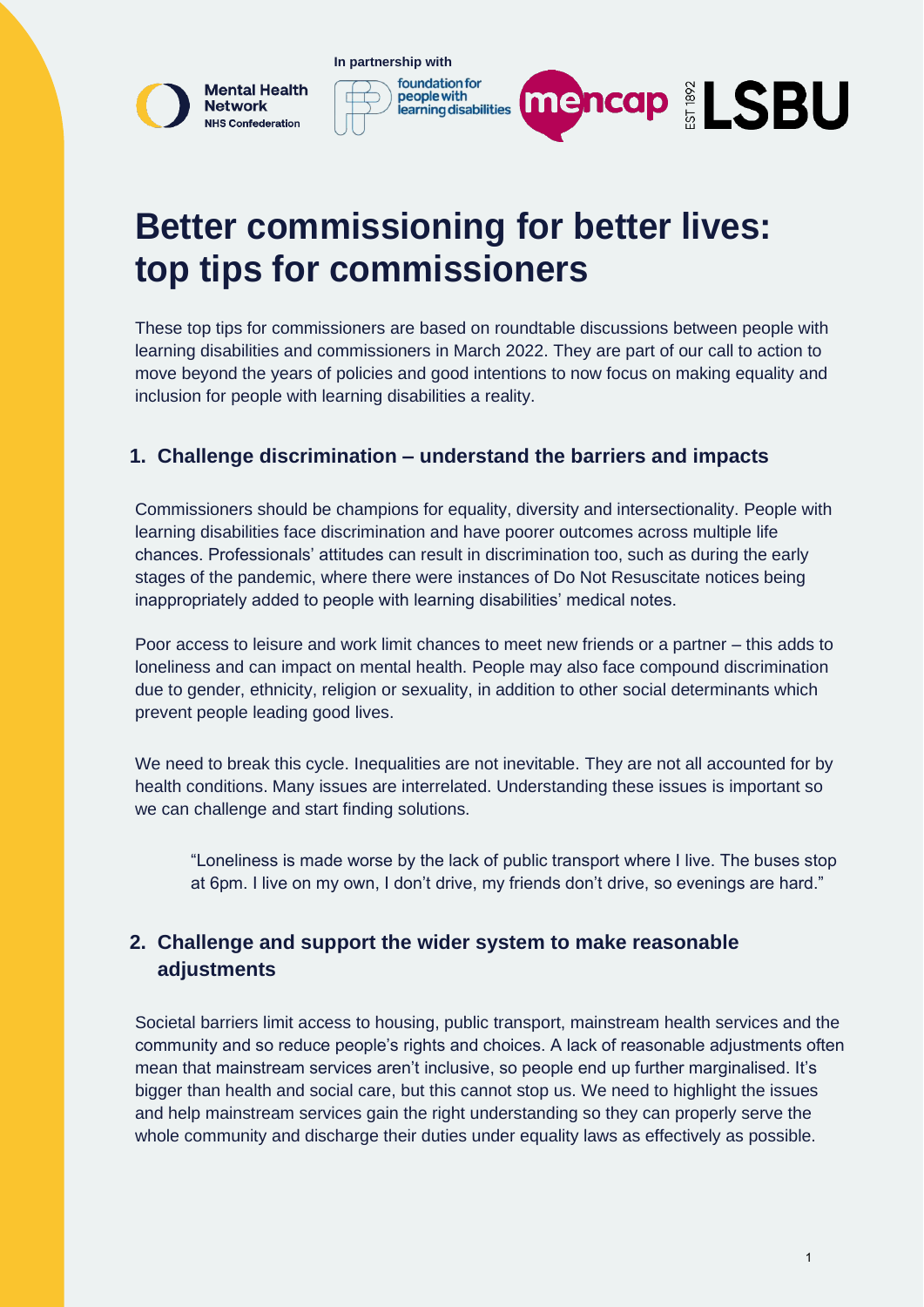Mental Health Network
NHS Confederation

In partnership with

foundation for people with learning disabilities

mencap

EST 1892 LSBU

# Better commissioning for better lives: top tips for commissioners

These top tips for commissioners are based on roundtable discussions between people with learning disabilities and commissioners in March 2022. They are part of our call to action to move beyond the years of policies and good intentions to now focus on making equality and inclusion for people with learning disabilities a reality.

## 1. Challenge discrimination – understand the barriers and impacts

Commissioners should be champions for equality, diversity and intersectionality. People with learning disabilities face discrimination and have poorer outcomes across multiple life chances. Professionals' attitudes can result in discrimination too, such as during the early stages of the pandemic, where there were instances of Do Not Resuscitate notices being inappropriately added to people with learning disabilities' medical notes.

Poor access to leisure and work limit chances to meet new friends or a partner – this adds to loneliness and can impact on mental health. People may also face compound discrimination due to gender, ethnicity, religion or sexuality, in addition to other social determinants which prevent people leading good lives.

We need to break this cycle. Inequalities are not inevitable. They are not all accounted for by health conditions. Many issues are interrelated. Understanding these issues is important so we can challenge and start finding solutions.

> "Loneliness is made worse by the lack of public transport where I live. The buses stop at 6pm. I live on my own, I don't drive, my friends don't drive, so evenings are hard."

## 2. Challenge and support the wider system to make reasonable adjustments

Societal barriers limit access to housing, public transport, mainstream health services and the community and so reduce people's rights and choices. A lack of reasonable adjustments often mean that mainstream services aren't inclusive, so people end up further marginalised. It's bigger than health and social care, but this cannot stop us. We need to highlight the issues and help mainstream services gain the right understanding so they can properly serve the whole community and discharge their duties under equality laws as effectively as possible.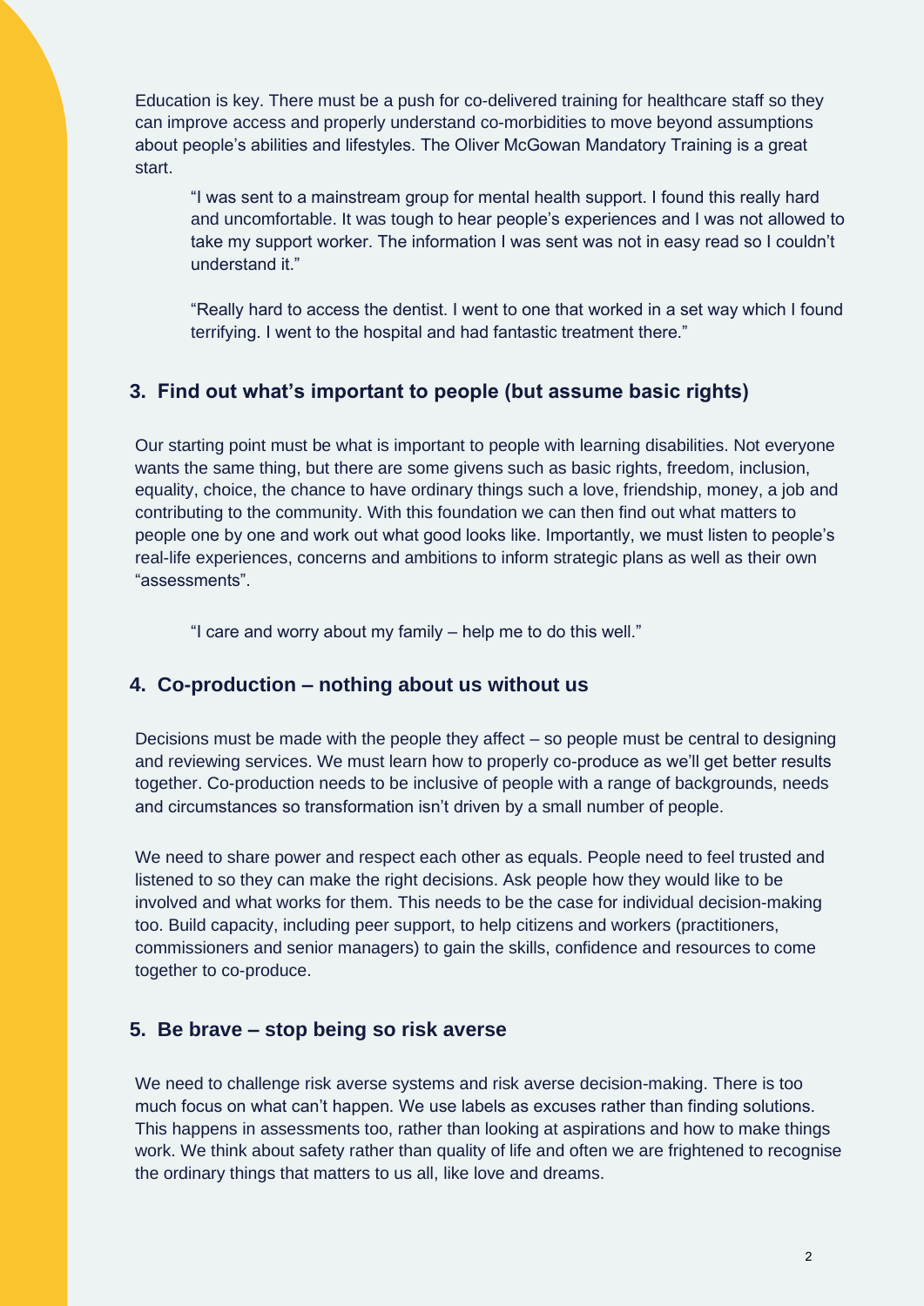Education is key. There must be a push for co-delivered training for healthcare staff so they can improve access and properly understand co-morbidities to move beyond assumptions about people's abilities and lifestyles. The Oliver McGowan Mandatory Training is a great start.

> "I was sent to a mainstream group for mental health support. I found this really hard and uncomfortable. It was tough to hear people's experiences and I was not allowed to take my support worker. The information I was sent was not in easy read so I couldn't understand it."

> "Really hard to access the dentist. I went to one that worked in a set way which I found terrifying. I went to the hospital and had fantastic treatment there."

### 3. Find out what's important to people (but assume basic rights)

Our starting point must be what is important to people with learning disabilities. Not everyone wants the same thing, but there are some givens such as basic rights, freedom, inclusion, equality, choice, the chance to have ordinary things such a love, friendship, money, a job and contributing to the community. With this foundation we can then find out what matters to people one by one and work out what good looks like. Importantly, we must listen to people's real-life experiences, concerns and ambitions to inform strategic plans as well as their own "assessments".

> "I care and worry about my family – help me to do this well."

### 4. Co-production – nothing about us without us

Decisions must be made with the people they affect – so people must be central to designing and reviewing services. We must learn how to properly co-produce as we'll get better results together. Co-production needs to be inclusive of people with a range of backgrounds, needs and circumstances so transformation isn't driven by a small number of people.

We need to share power and respect each other as equals. People need to feel trusted and listened to so they can make the right decisions. Ask people how they would like to be involved and what works for them. This needs to be the case for individual decision-making too. Build capacity, including peer support, to help citizens and workers (practitioners, commissioners and senior managers) to gain the skills, confidence and resources to come together to co-produce.

### 5. Be brave – stop being so risk averse

We need to challenge risk averse systems and risk averse decision-making. There is too much focus on what can't happen. We use labels as excuses rather than finding solutions. This happens in assessments too, rather than looking at aspirations and how to make things work. We think about safety rather than quality of life and often we are frightened to recognise the ordinary things that matters to us all, like love and dreams.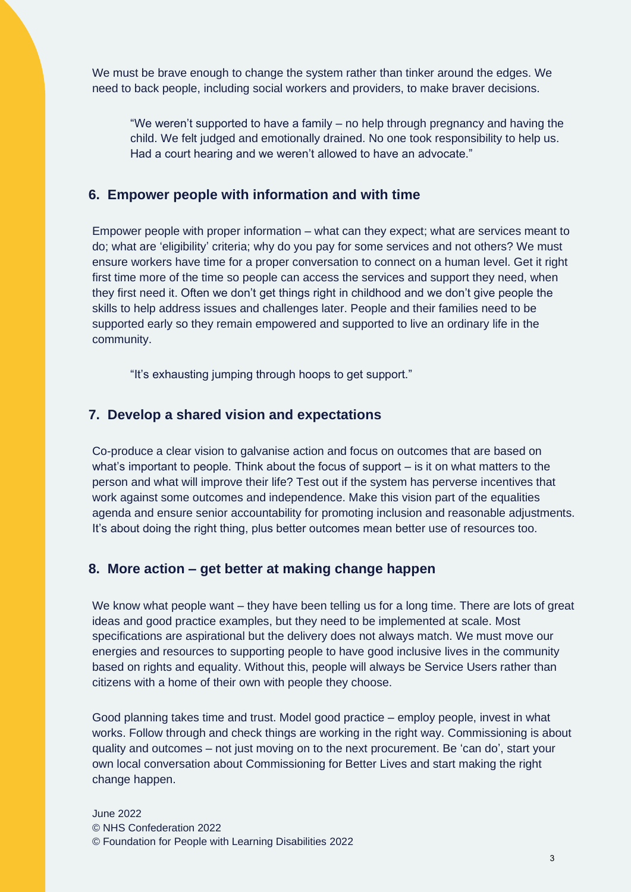We must be brave enough to change the system rather than tinker around the edges. We need to back people, including social workers and providers, to make braver decisions.

> "We weren't supported to have a family – no help through pregnancy and having the child. We felt judged and emotionally drained. No one took responsibility to help us. Had a court hearing and we weren't allowed to have an advocate."

## 6. Empower people with information and with time

Empower people with proper information – what can they expect; what are services meant to do; what are 'eligibility' criteria; why do you pay for some services and not others? We must ensure workers have time for a proper conversation to connect on a human level. Get it right first time more of the time so people can access the services and support they need, when they first need it. Often we don't get things right in childhood and we don't give people the skills to help address issues and challenges later. People and their families need to be supported early so they remain empowered and supported to live an ordinary life in the community.

> "It's exhausting jumping through hoops to get support."

## 7. Develop a shared vision and expectations

Co-produce a clear vision to galvanise action and focus on outcomes that are based on what's important to people. Think about the focus of support – is it on what matters to the person and what will improve their life? Test out if the system has perverse incentives that work against some outcomes and independence. Make this vision part of the equalities agenda and ensure senior accountability for promoting inclusion and reasonable adjustments. It's about doing the right thing, plus better outcomes mean better use of resources too.

## 8. More action – get better at making change happen

We know what people want – they have been telling us for a long time. There are lots of great ideas and good practice examples, but they need to be implemented at scale. Most specifications are aspirational but the delivery does not always match. We must move our energies and resources to supporting people to have good inclusive lives in the community based on rights and equality. Without this, people will always be Service Users rather than citizens with a home of their own with people they choose.

Good planning takes time and trust. Model good practice – employ people, invest in what works. Follow through and check things are working in the right way. Commissioning is about quality and outcomes – not just moving on to the next procurement. Be 'can do', start your own local conversation about Commissioning for Better Lives and start making the right change happen.

June 2022
© NHS Confederation 2022
© Foundation for People with Learning Disabilities 2022